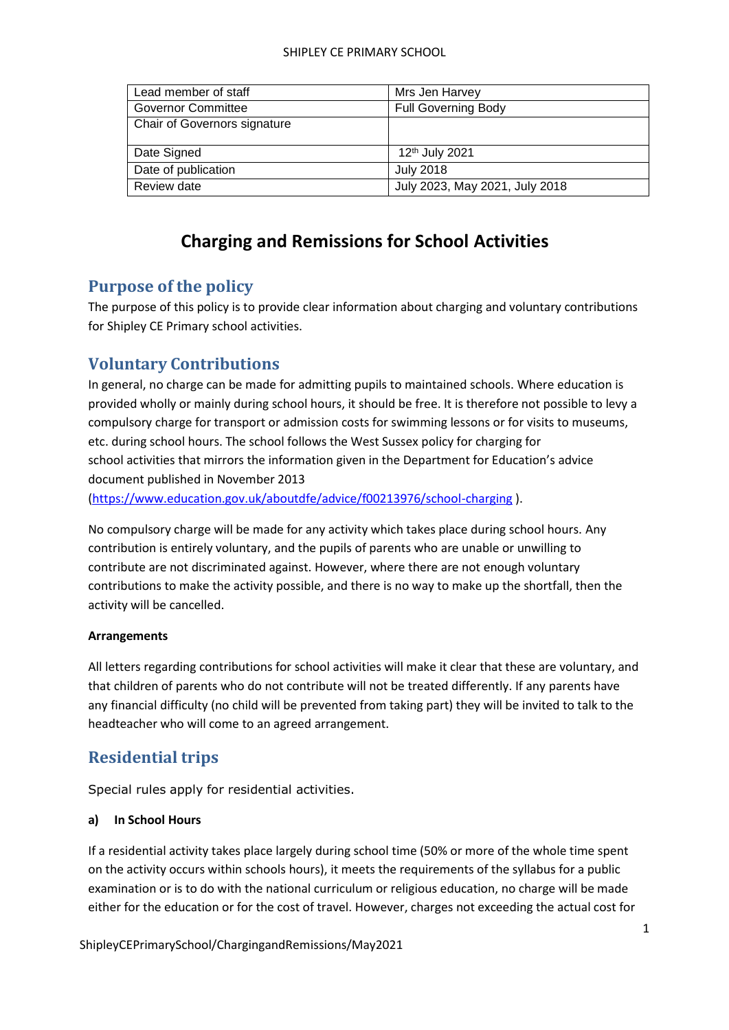| Lead member of staff | Mrs Jen Harvey |
|---|---|
| Governor Committee | Full Governing Body |
| Chair of Governors signature | |
| Date Signed | 12th July 2021 |
| Date of publication | July 2018 |
| Review date | July 2023, May 2021, July 2018 |

# Charging and Remissions for School Activities

## Purpose of the policy

The purpose of this policy is to provide clear information about charging and voluntary contributions for Shipley CE Primary school activities.

## Voluntary Contributions

In general, no charge can be made for admitting pupils to maintained schools. Where education is provided wholly or mainly during school hours, it should be free. It is therefore not possible to levy a compulsory charge for transport or admission costs for swimming lessons or for visits to museums, etc. during school hours. The school follows the West Sussex policy for charging for school activities that mirrors the information given in the Department for Education's advice document published in November 2013 (https://www.education.gov.uk/aboutdfe/advice/f00213976/school-charging ).

No compulsory charge will be made for any activity which takes place during school hours. Any contribution is entirely voluntary, and the pupils of parents who are unable or unwilling to contribute are not discriminated against. However, where there are not enough voluntary contributions to make the activity possible, and there is no way to make up the shortfall, then the activity will be cancelled.

**Arrangements**

All letters regarding contributions for school activities will make it clear that these are voluntary, and that children of parents who do not contribute will not be treated differently. If any parents have any financial difficulty (no child will be prevented from taking part) they will be invited to talk to the headteacher who will come to an agreed arrangement.

## Residential trips

Special rules apply for residential activities.

**a) In School Hours**

If a residential activity takes place largely during school time (50% or more of the whole time spent on the activity occurs within schools hours), it meets the requirements of the syllabus for a public examination or is to do with the national curriculum or religious education, no charge will be made either for the education or for the cost of travel. However, charges not exceeding the actual cost for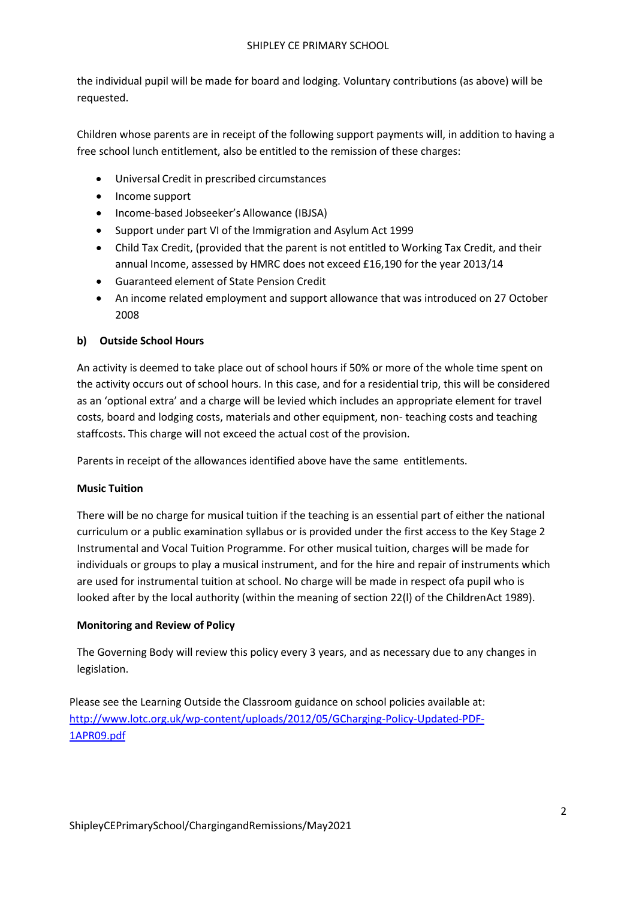the individual pupil will be made for board and lodging. Voluntary contributions (as above) will be requested.

Children whose parents are in receipt of the following support payments will, in addition to having a free school lunch entitlement, also be entitled to the remission of these charges:

- Universal Credit in prescribed circumstances
- Income support
- Income-based Jobseeker's Allowance (IBJSA)
- Support under part VI of the Immigration and Asylum Act 1999
- Child Tax Credit, (provided that the parent is not entitled to Working Tax Credit, and their annual Income, assessed by HMRC does not exceed £16,190 for the year 2013/14
- Guaranteed element of State Pension Credit
- An income related employment and support allowance that was introduced on 27 October 2008

**b) Outside School Hours**

An activity is deemed to take place out of school hours if 50% or more of the whole time spent on the activity occurs out of school hours. In this case, and for a residential trip, this will be considered as an 'optional extra' and a charge will be levied which includes an appropriate element for travel costs, board and lodging costs, materials and other equipment, non- teaching costs and teaching staffcosts. This charge will not exceed the actual cost of the provision.

Parents in receipt of the allowances identified above have the same entitlements.

**Music Tuition**

There will be no charge for musical tuition if the teaching is an essential part of either the national curriculum or a public examination syllabus or is provided under the first access to the Key Stage 2 Instrumental and Vocal Tuition Programme. For other musical tuition, charges will be made for individuals or groups to play a musical instrument, and for the hire and repair of instruments which are used for instrumental tuition at school. No charge will be made in respect ofa pupil who is looked after by the local authority (within the meaning of section 22(l) of the ChildrenAct 1989).

**Monitoring and Review of Policy**

The Governing Body will review this policy every 3 years, and as necessary due to any changes in legislation.

Please see the Learning Outside the Classroom guidance on school policies available at: [http://www.lotc.org.uk/wp-content/uploads/2012/05/GCharging-Policy-Updated-PDF-1APR09.pdf](http://www.lotc.org.uk/wp-content/uploads/2012/05/GCharging-Policy-Updated-PDF-1APR09.pdf)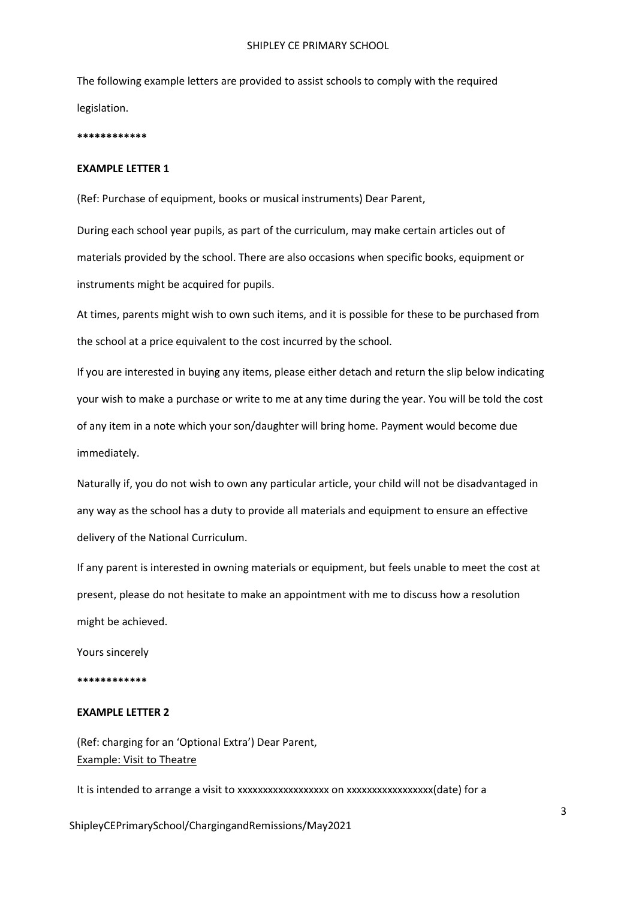The following example letters are provided to assist schools to comply with the required legislation.

************

**EXAMPLE LETTER 1**

(Ref: Purchase of equipment, books or musical instruments) Dear Parent,

During each school year pupils, as part of the curriculum, may make certain articles out of materials provided by the school. There are also occasions when specific books, equipment or instruments might be acquired for pupils.

At times, parents might wish to own such items, and it is possible for these to be purchased from the school at a price equivalent to the cost incurred by the school.

If you are interested in buying any items, please either detach and return the slip below indicating your wish to make a purchase or write to me at any time during the year. You will be told the cost of any item in a note which your son/daughter will bring home. Payment would become due immediately.

Naturally if, you do not wish to own any particular article, your child will not be disadvantaged in any way as the school has a duty to provide all materials and equipment to ensure an effective delivery of the National Curriculum.

If any parent is interested in owning materials or equipment, but feels unable to meet the cost at present, please do not hesitate to make an appointment with me to discuss how a resolution might be achieved.

Yours sincerely

************

**EXAMPLE LETTER 2**

(Ref: charging for an 'Optional Extra') Dear Parent,
<u>Example: Visit to Theatre</u>

It is intended to arrange a visit to xxxxxxxxxxxxxxxxxx on xxxxxxxxxxxxxxxxx(date) for a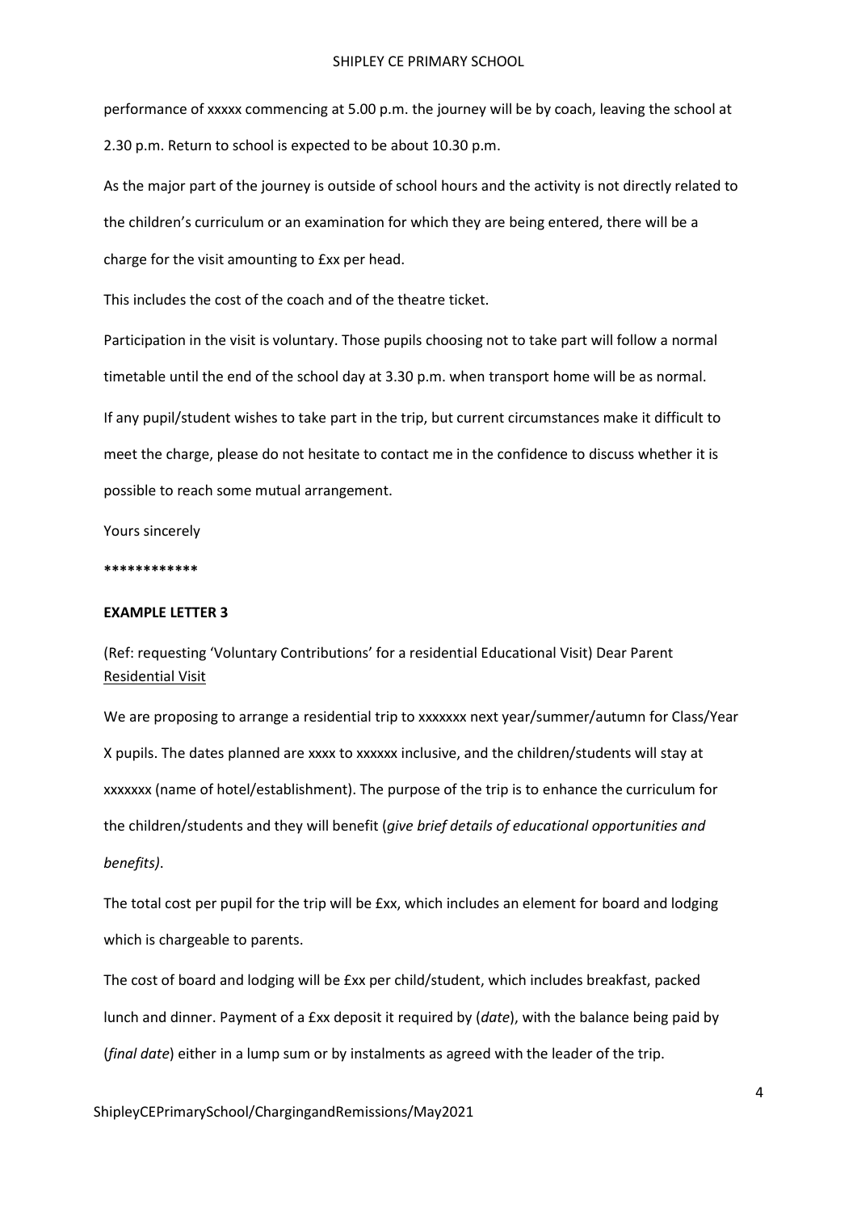performance of xxxxx commencing at 5.00 p.m. the journey will be by coach, leaving the school at 2.30 p.m. Return to school is expected to be about 10.30 p.m.

As the major part of the journey is outside of school hours and the activity is not directly related to the children's curriculum or an examination for which they are being entered, there will be a charge for the visit amounting to £xx per head.

This includes the cost of the coach and of the theatre ticket.

Participation in the visit is voluntary. Those pupils choosing not to take part will follow a normal timetable until the end of the school day at 3.30 p.m. when transport home will be as normal.

If any pupil/student wishes to take part in the trip, but current circumstances make it difficult to meet the charge, please do not hesitate to contact me in the confidence to discuss whether it is possible to reach some mutual arrangement.

Yours sincerely

************

**EXAMPLE LETTER 3**

(Ref: requesting 'Voluntary Contributions' for a residential Educational Visit) Dear Parent
Residential Visit

We are proposing to arrange a residential trip to xxxxxxx next year/summer/autumn for Class/Year X pupils. The dates planned are xxxx to xxxxxx inclusive, and the children/students will stay at xxxxxxx (name of hotel/establishment). The purpose of the trip is to enhance the curriculum for the children/students and they will benefit (*give brief details of educational opportunities and benefits)*.

The total cost per pupil for the trip will be £xx, which includes an element for board and lodging which is chargeable to parents.

The cost of board and lodging will be £xx per child/student, which includes breakfast, packed lunch and dinner. Payment of a £xx deposit it required by (*date*), with the balance being paid by (*final date*) either in a lump sum or by instalments as agreed with the leader of the trip.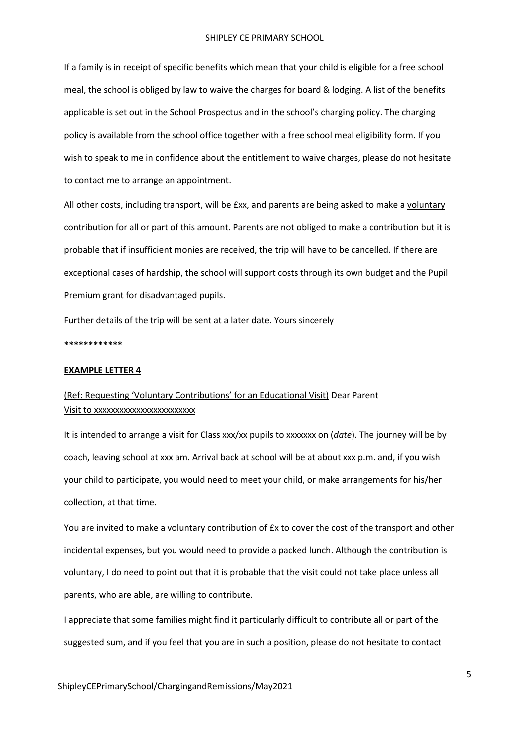If a family is in receipt of specific benefits which mean that your child is eligible for a free school meal, the school is obliged by law to waive the charges for board & lodging. A list of the benefits applicable is set out in the School Prospectus and in the school's charging policy. The charging policy is available from the school office together with a free school meal eligibility form. If you wish to speak to me in confidence about the entitlement to waive charges, please do not hesitate to contact me to arrange an appointment.

All other costs, including transport, will be £xx, and parents are being asked to make a <u>voluntary</u> contribution for all or part of this amount. Parents are not obliged to make a contribution but it is probable that if insufficient monies are received, the trip will have to be cancelled. If there are exceptional cases of hardship, the school will support costs through its own budget and the Pupil Premium grant for disadvantaged pupils.

Further details of the trip will be sent at a later date. Yours sincerely

************

**<u>EXAMPLE LETTER 4</u>**

<u>(Ref: Requesting 'Voluntary Contributions' for an Educational Visit)</u> Dear Parent
<u>Visit to xxxxxxxxxxxxxxxxxxxxxxxx</u>

It is intended to arrange a visit for Class xxx/xx pupils to xxxxxxx on (*date*). The journey will be by coach, leaving school at xxx am. Arrival back at school will be at about xxx p.m. and, if you wish your child to participate, you would need to meet your child, or make arrangements for his/her collection, at that time.

You are invited to make a voluntary contribution of £x to cover the cost of the transport and other incidental expenses, but you would need to provide a packed lunch. Although the contribution is voluntary, I do need to point out that it is probable that the visit could not take place unless all parents, who are able, are willing to contribute.

I appreciate that some families might find it particularly difficult to contribute all or part of the suggested sum, and if you feel that you are in such a position, please do not hesitate to contact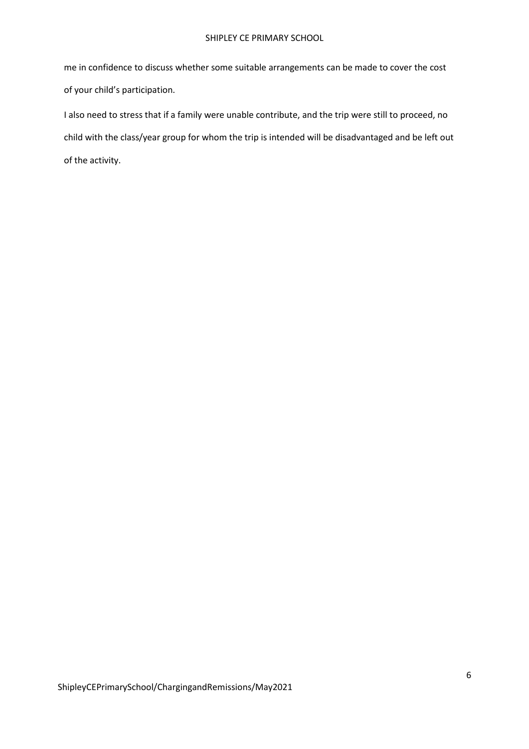me in confidence to discuss whether some suitable arrangements can be made to cover the cost of your child's participation.

I also need to stress that if a family were unable contribute, and the trip were still to proceed, no child with the class/year group for whom the trip is intended will be disadvantaged and be left out of the activity.